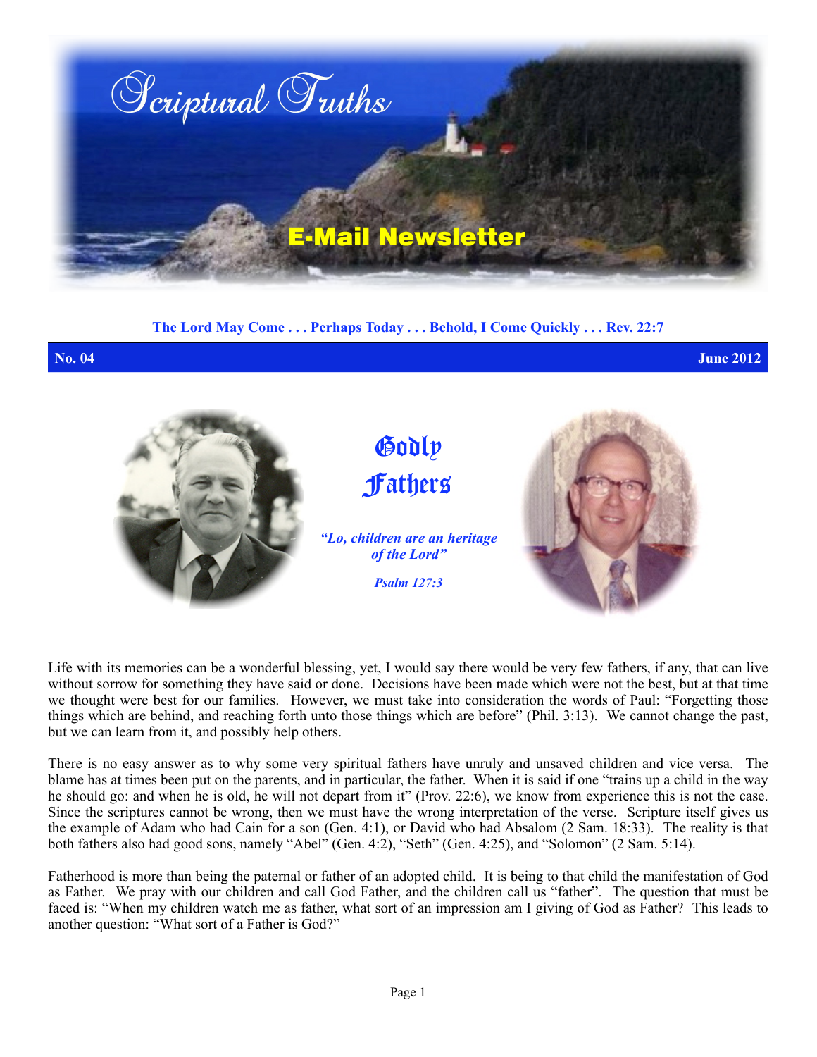# Scriptural Truths

## E-Mail Newsletter

**The Lord May Come . . . Perhaps Today . . . Behold, I Come Quickly . . . Rev. 22:7**

**No. 04** **June 2012**

## Godly Fathers

***"Lo, children are an heritage of the Lord"***

***Psalm 127:3***

Life with its memories can be a wonderful blessing, yet, I would say there would be very few fathers, if any, that can live without sorrow for something they have said or done. Decisions have been made which were not the best, but at that time we thought were best for our families. However, we must take into consideration the words of Paul: "Forgetting those things which are behind, and reaching forth unto those things which are before" (Phil. 3:13). We cannot change the past, but we can learn from it, and possibly help others.

There is no easy answer as to why some very spiritual fathers have unruly and unsaved children and vice versa. The blame has at times been put on the parents, and in particular, the father. When it is said if one "trains up a child in the way he should go: and when he is old, he will not depart from it" (Prov. 22:6), we know from experience this is not the case. Since the scriptures cannot be wrong, then we must have the wrong interpretation of the verse. Scripture itself gives us the example of Adam who had Cain for a son (Gen. 4:1), or David who had Absalom (2 Sam. 18:33). The reality is that both fathers also had good sons, namely "Abel" (Gen. 4:2), "Seth" (Gen. 4:25), and "Solomon" (2 Sam. 5:14).

Fatherhood is more than being the paternal or father of an adopted child. It is being to that child the manifestation of God as Father. We pray with our children and call God Father, and the children call us "father". The question that must be faced is: "When my children watch me as father, what sort of an impression am I giving of God as Father? This leads to another question: "What sort of a Father is God?"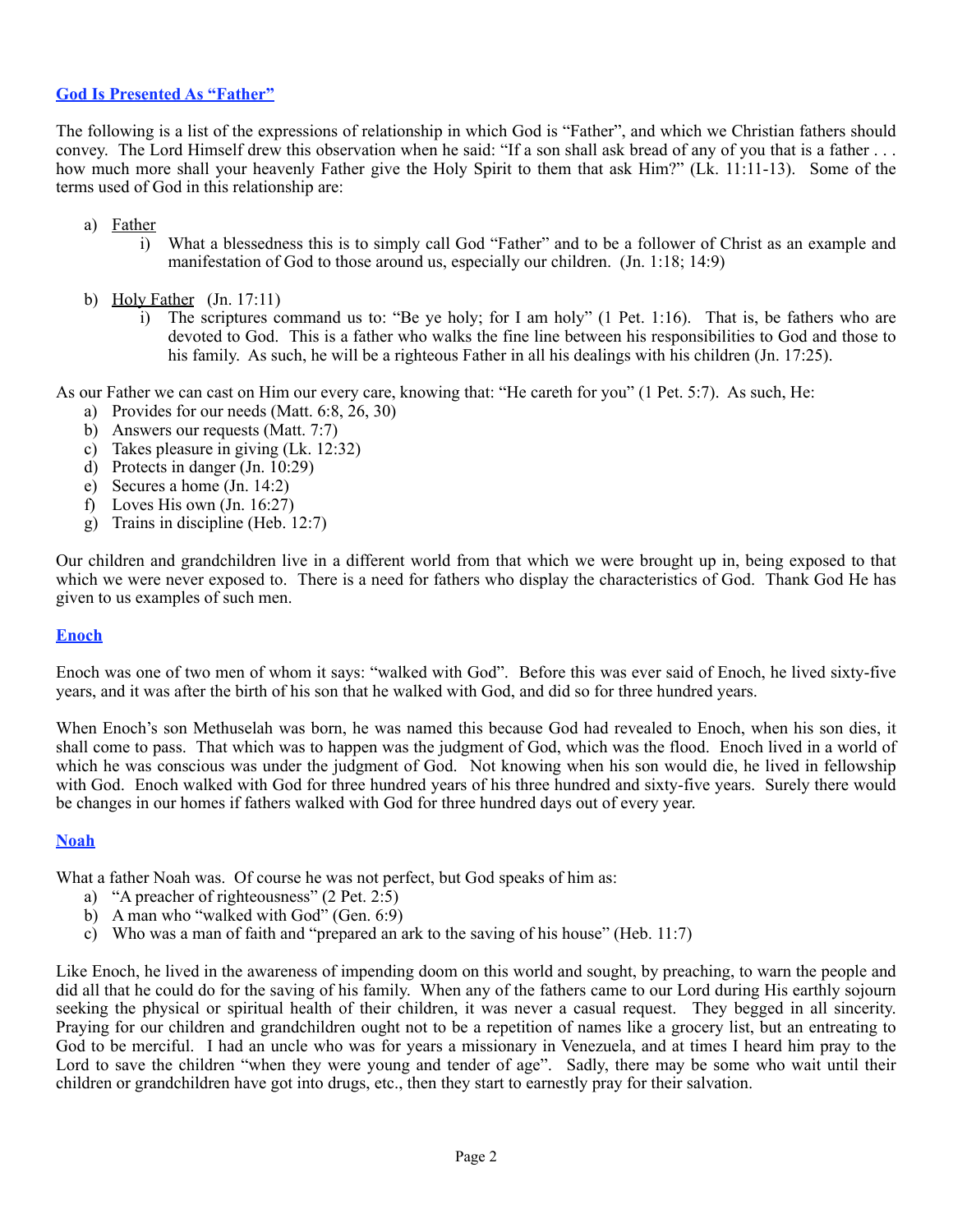## God Is Presented As "Father"

The following is a list of the expressions of relationship in which God is "Father", and which we Christian fathers should convey. The Lord Himself drew this observation when he said: "If a son shall ask bread of any of you that is a father . . . how much more shall your heavenly Father give the Holy Spirit to them that ask Him?" (Lk. 11:11-13). Some of the terms used of God in this relationship are:

a) Father
   i) What a blessedness this is to simply call God "Father" and to be a follower of Christ as an example and manifestation of God to those around us, especially our children. (Jn. 1:18; 14:9)

b) Holy Father (Jn. 17:11)
   i) The scriptures command us to: "Be ye holy; for I am holy" (1 Pet. 1:16). That is, be fathers who are devoted to God. This is a father who walks the fine line between his responsibilities to God and those to his family. As such, he will be a righteous Father in all his dealings with his children (Jn. 17:25).

As our Father we can cast on Him our every care, knowing that: "He careth for you" (1 Pet. 5:7). As such, He:

a) Provides for our needs (Matt. 6:8, 26, 30)
b) Answers our requests (Matt. 7:7)
c) Takes pleasure in giving (Lk. 12:32)
d) Protects in danger (Jn. 10:29)
e) Secures a home (Jn. 14:2)
f) Loves His own (Jn. 16:27)
g) Trains in discipline (Heb. 12:7)

Our children and grandchildren live in a different world from that which we were brought up in, being exposed to that which we were never exposed to. There is a need for fathers who display the characteristics of God. Thank God He has given to us examples of such men.

## Enoch

Enoch was one of two men of whom it says: "walked with God". Before this was ever said of Enoch, he lived sixty-five years, and it was after the birth of his son that he walked with God, and did so for three hundred years.

When Enoch's son Methuselah was born, he was named this because God had revealed to Enoch, when his son dies, it shall come to pass. That which was to happen was the judgment of God, which was the flood. Enoch lived in a world of which he was conscious was under the judgment of God. Not knowing when his son would die, he lived in fellowship with God. Enoch walked with God for three hundred years of his three hundred and sixty-five years. Surely there would be changes in our homes if fathers walked with God for three hundred days out of every year.

## Noah

What a father Noah was. Of course he was not perfect, but God speaks of him as:

a) "A preacher of righteousness" (2 Pet. 2:5)
b) A man who "walked with God" (Gen. 6:9)
c) Who was a man of faith and "prepared an ark to the saving of his house" (Heb. 11:7)

Like Enoch, he lived in the awareness of impending doom on this world and sought, by preaching, to warn the people and did all that he could do for the saving of his family. When any of the fathers came to our Lord during His earthly sojourn seeking the physical or spiritual health of their children, it was never a casual request. They begged in all sincerity. Praying for our children and grandchildren ought not to be a repetition of names like a grocery list, but an entreating to God to be merciful. I had an uncle who was for years a missionary in Venezuela, and at times I heard him pray to the Lord to save the children "when they were young and tender of age". Sadly, there may be some who wait until their children or grandchildren have got into drugs, etc., then they start to earnestly pray for their salvation.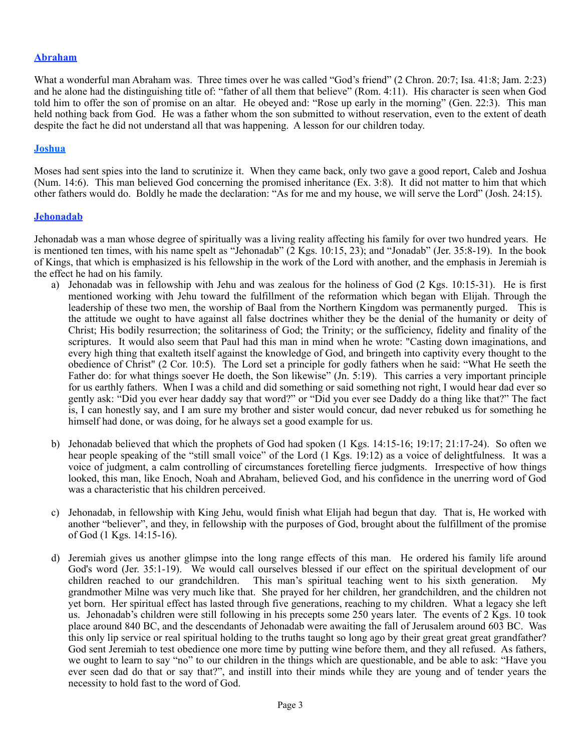### [Abraham]()

What a wonderful man Abraham was. Three times over he was called "God's friend" (2 Chron. 20:7; Isa. 41:8; Jam. 2:23) and he alone had the distinguishing title of: "father of all them that believe" (Rom. 4:11). His character is seen when God told him to offer the son of promise on an altar. He obeyed and: "Rose up early in the morning" (Gen. 22:3). This man held nothing back from God. He was a father whom the son submitted to without reservation, even to the extent of death despite the fact he did not understand all that was happening. A lesson for our children today.

### [Joshua]()

Moses had sent spies into the land to scrutinize it. When they came back, only two gave a good report, Caleb and Joshua (Num. 14:6). This man believed God concerning the promised inheritance (Ex. 3:8). It did not matter to him that which other fathers would do. Boldly he made the declaration: "As for me and my house, we will serve the Lord" (Josh. 24:15).

### [Jehonadab]()

Jehonadab was a man whose degree of spiritually was a living reality affecting his family for over two hundred years. He is mentioned ten times, with his name spelt as "Jehonadab" (2 Kgs. 10:15, 23); and "Jonadab" (Jer. 35:8-19). In the book of Kings, that which is emphasized is his fellowship in the work of the Lord with another, and the emphasis in Jeremiah is the effect he had on his family.

a) Jehonadab was in fellowship with Jehu and was zealous for the holiness of God (2 Kgs. 10:15-31). He is first mentioned working with Jehu toward the fulfillment of the reformation which began with Elijah. Through the leadership of these two men, the worship of Baal from the Northern Kingdom was permanently purged. This is the attitude we ought to have against all false doctrines whither they be the denial of the humanity or deity of Christ; His bodily resurrection; the solitariness of God; the Trinity; or the sufficiency, fidelity and finality of the scriptures. It would also seem that Paul had this man in mind when he wrote: "Casting down imaginations, and every high thing that exalteth itself against the knowledge of God, and bringeth into captivity every thought to the obedience of Christ" (2 Cor. 10:5). The Lord set a principle for godly fathers when he said: "What He seeth the Father do: for what things soever He doeth, the Son likewise" (Jn. 5:19). This carries a very important principle for us earthly fathers. When I was a child and did something or said something not right, I would hear dad ever so gently ask: "Did you ever hear daddy say that word?" or "Did you ever see Daddy do a thing like that?" The fact is, I can honestly say, and I am sure my brother and sister would concur, dad never rebuked us for something he himself had done, or was doing, for he always set a good example for us.

b) Jehonadab believed that which the prophets of God had spoken (1 Kgs. 14:15-16; 19:17; 21:17-24). So often we hear people speaking of the "still small voice" of the Lord (1 Kgs. 19:12) as a voice of delightfulness. It was a voice of judgment, a calm controlling of circumstances foretelling fierce judgments. Irrespective of how things looked, this man, like Enoch, Noah and Abraham, believed God, and his confidence in the unerring word of God was a characteristic that his children perceived.

c) Jehonadab, in fellowship with King Jehu, would finish what Elijah had begun that day. That is, He worked with another "believer", and they, in fellowship with the purposes of God, brought about the fulfillment of the promise of God (1 Kgs. 14:15-16).

d) Jeremiah gives us another glimpse into the long range effects of this man. He ordered his family life around God's word (Jer. 35:1-19). We would call ourselves blessed if our effect on the spiritual development of our children reached to our grandchildren. This man's spiritual teaching went to his sixth generation. My grandmother Milne was very much like that. She prayed for her children, her grandchildren, and the children not yet born. Her spiritual effect has lasted through five generations, reaching to my children. What a legacy she left us. Jehonadab's children were still following in his precepts some 250 years later. The events of 2 Kgs. 10 took place around 840 BC, and the descendants of Jehonadab were awaiting the fall of Jerusalem around 603 BC. Was this only lip service or real spiritual holding to the truths taught so long ago by their great great great grandfather? God sent Jeremiah to test obedience one more time by putting wine before them, and they all refused. As fathers, we ought to learn to say "no" to our children in the things which are questionable, and be able to ask: "Have you ever seen dad do that or say that?", and instill into their minds while they are young and of tender years the necessity to hold fast to the word of God.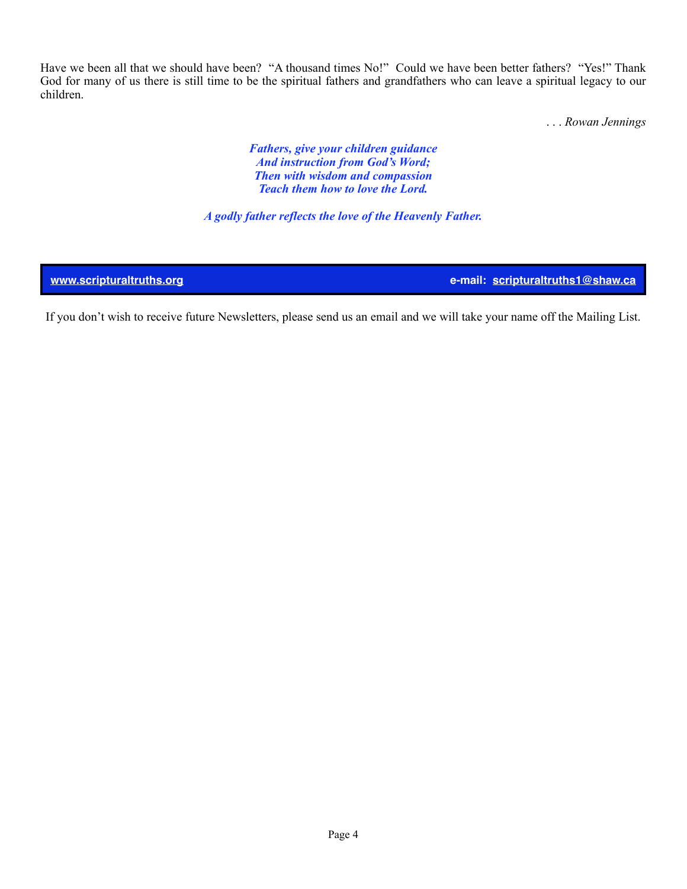Have we been all that we should have been? "A thousand times No!" Could we have been better fathers? "Yes!" Thank God for many of us there is still time to be the spiritual fathers and grandfathers who can leave a spiritual legacy to our children.

. . . *Rowan Jennings*

***Fathers, give your children guidance***
***And instruction from God's Word;***
***Then with wisdom and compassion***
***Teach them how to love the Lord.***

***A godly father reflects the love of the Heavenly Father.***

**www.scripturaltruths.org** **e-mail: scripturaltruths1@shaw.ca**

If you don't wish to receive future Newsletters, please send us an email and we will take your name off the Mailing List.